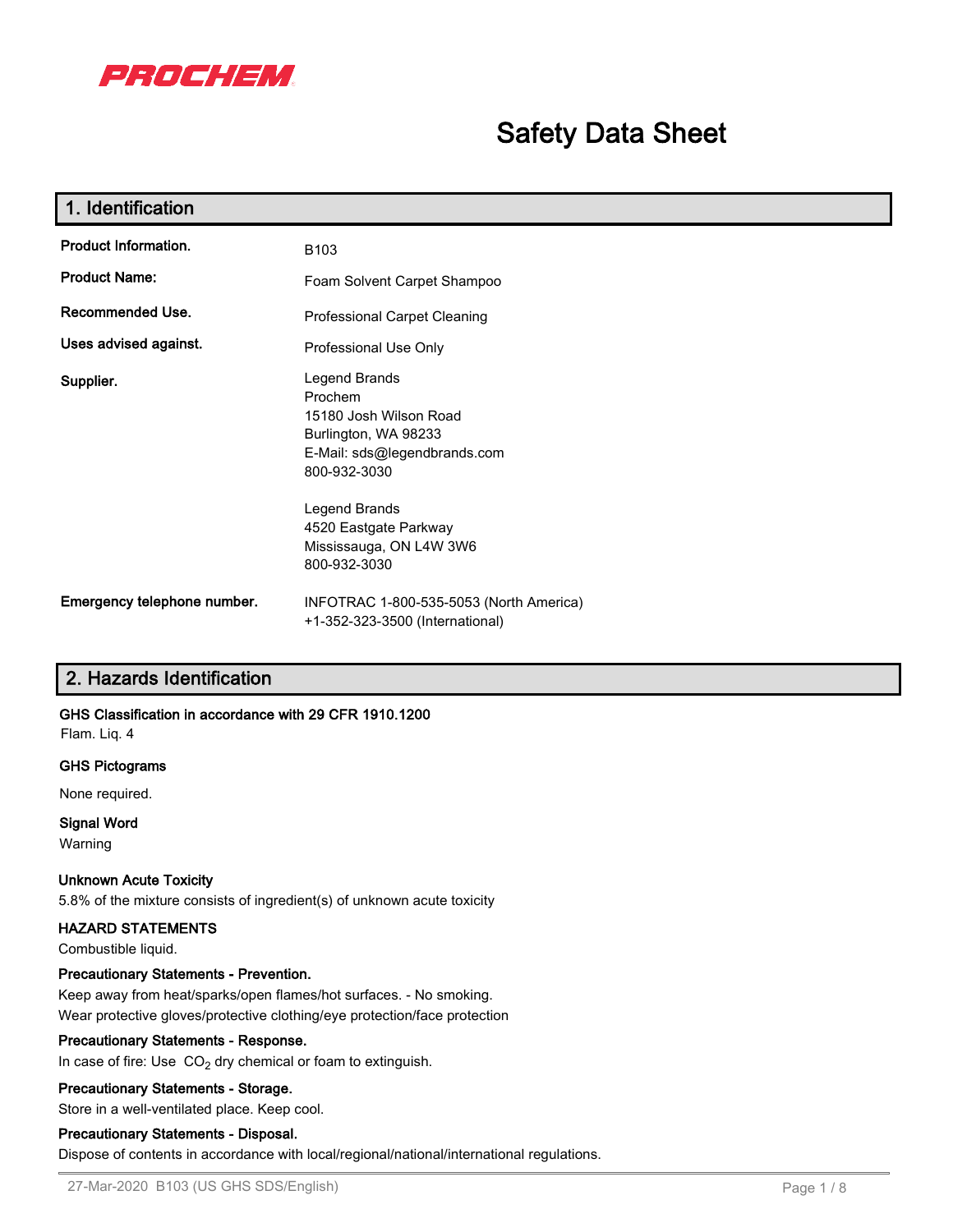PROCHEM

# Safety Data Sheet

## 1. Identification

| | |
|---|---|
| **Product Information.** | B103 |
| **Product Name:** | Foam Solvent Carpet Shampoo |
| **Recommended Use.** | Professional Carpet Cleaning |
| **Uses advised against.** | Professional Use Only |
| **Supplier.** | Legend Brands<br>Prochem<br>15180 Josh Wilson Road<br>Burlington, WA 98233<br>E-Mail: sds@legendbrands.com<br>800-932-3030<br><br>Legend Brands<br>4520 Eastgate Parkway<br>Mississauga, ON L4W 3W6<br>800-932-3030 |
| **Emergency telephone number.** | INFOTRAC 1-800-535-5053 (North America)<br>+1-352-323-3500 (International) |

## 2. Hazards Identification

**GHS Classification in accordance with 29 CFR 1910.1200**
Flam. Liq. 4

**GHS Pictograms**

None required.

**Signal Word**
Warning

**Unknown Acute Toxicity**
5.8% of the mixture consists of ingredient(s) of unknown acute toxicity

**HAZARD STATEMENTS**
Combustible liquid.

**Precautionary Statements - Prevention.**
Keep away from heat/sparks/open flames/hot surfaces. - No smoking.
Wear protective gloves/protective clothing/eye protection/face protection

**Precautionary Statements - Response.**
In case of fire: Use $CO_2$ dry chemical or foam to extinguish.

**Precautionary Statements - Storage.**
Store in a well-ventilated place. Keep cool.

**Precautionary Statements - Disposal.**
Dispose of contents in accordance with local/regional/national/international regulations.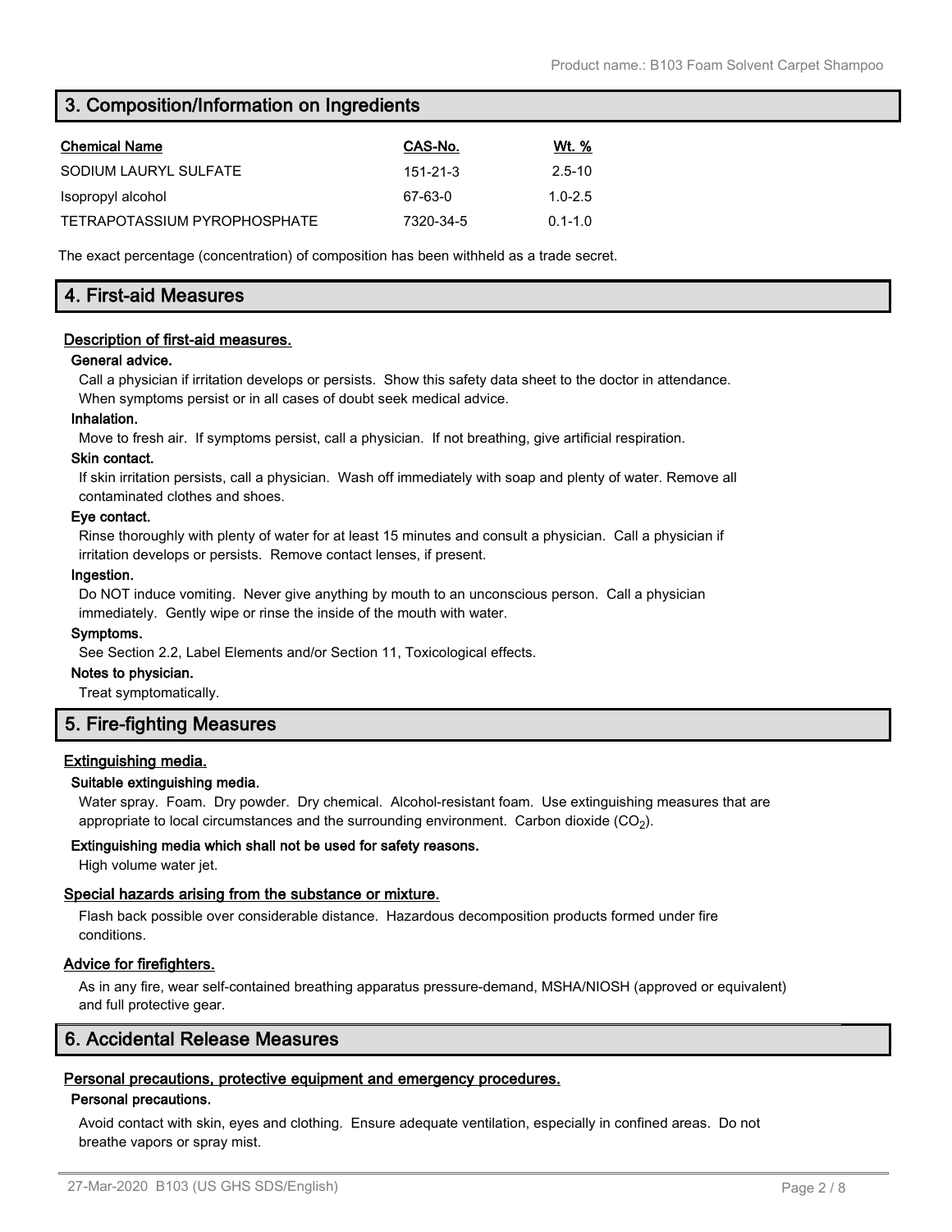## 3. Composition/Information on Ingredients

| Chemical Name | CAS-No. | Wt. % |
|---|---|---|
| SODIUM LAURYL SULFATE | 151-21-3 | 2.5-10 |
| Isopropyl alcohol | 67-63-0 | 1.0-2.5 |
| TETRAPOTASSIUM PYROPHOSPHATE | 7320-34-5 | 0.1-1.0 |

The exact percentage (concentration) of composition has been withheld as a trade secret.

## 4. First-aid Measures

### Description of first-aid measures.

**General advice.**

Call a physician if irritation develops or persists. Show this safety data sheet to the doctor in attendance. When symptoms persist or in all cases of doubt seek medical advice.

**Inhalation.**

Move to fresh air. If symptoms persist, call a physician. If not breathing, give artificial respiration.

**Skin contact.**

If skin irritation persists, call a physician. Wash off immediately with soap and plenty of water. Remove all contaminated clothes and shoes.

**Eye contact.**

Rinse thoroughly with plenty of water for at least 15 minutes and consult a physician. Call a physician if irritation develops or persists. Remove contact lenses, if present.

**Ingestion.**

Do NOT induce vomiting. Never give anything by mouth to an unconscious person. Call a physician immediately. Gently wipe or rinse the inside of the mouth with water.

**Symptoms.**

See Section 2.2, Label Elements and/or Section 11, Toxicological effects.

**Notes to physician.**

Treat symptomatically.

## 5. Fire-fighting Measures

### Extinguishing media.

**Suitable extinguishing media.**

Water spray. Foam. Dry powder. Dry chemical. Alcohol-resistant foam. Use extinguishing measures that are appropriate to local circumstances and the surrounding environment. Carbon dioxide ($CO_2$).

**Extinguishing media which shall not be used for safety reasons.**

High volume water jet.

### Special hazards arising from the substance or mixture.

Flash back possible over considerable distance. Hazardous decomposition products formed under fire conditions.

### Advice for firefighters.

As in any fire, wear self-contained breathing apparatus pressure-demand, MSHA/NIOSH (approved or equivalent) and full protective gear.

## 6. Accidental Release Measures

### Personal precautions, protective equipment and emergency procedures.

**Personal precautions.**

Avoid contact with skin, eyes and clothing. Ensure adequate ventilation, especially in confined areas. Do not breathe vapors or spray mist.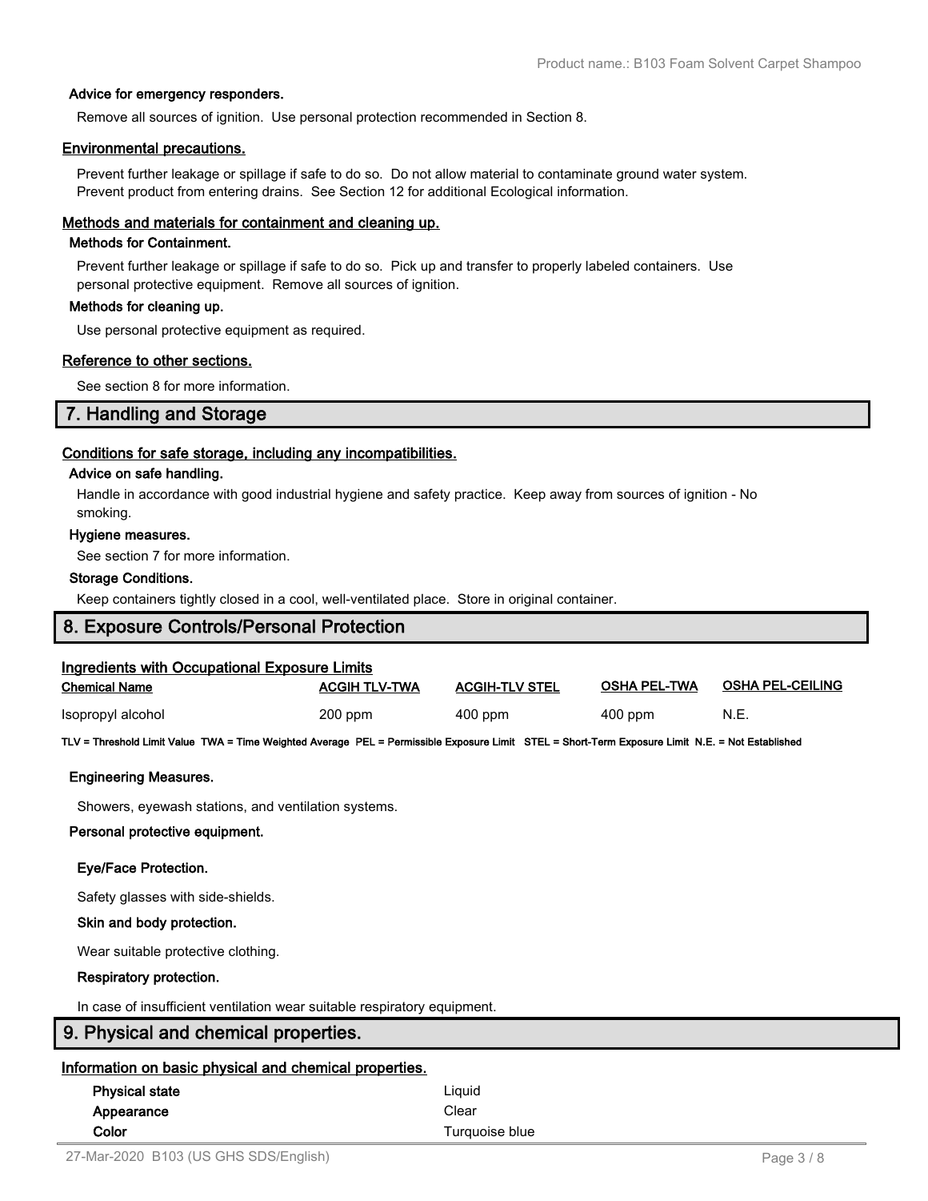#### Advice for emergency responders.

Remove all sources of ignition. Use personal protection recommended in Section 8.

### Environmental precautions.

Prevent further leakage or spillage if safe to do so. Do not allow material to contaminate ground water system. Prevent product from entering drains. See Section 12 for additional Ecological information.

### Methods and materials for containment and cleaning up.

#### Methods for Containment.

Prevent further leakage or spillage if safe to do so. Pick up and transfer to properly labeled containers. Use personal protective equipment. Remove all sources of ignition.

#### Methods for cleaning up.

Use personal protective equipment as required.

### Reference to other sections.

See section 8 for more information.

## 7. Handling and Storage

### Conditions for safe storage, including any incompatibilities.

#### Advice on safe handling.

Handle in accordance with good industrial hygiene and safety practice. Keep away from sources of ignition - No smoking.

#### Hygiene measures.

See section 7 for more information.

#### Storage Conditions.

Keep containers tightly closed in a cool, well-ventilated place. Store in original container.

## 8. Exposure Controls/Personal Protection

### Ingredients with Occupational Exposure Limits

| Chemical Name | ACGIH TLV-TWA | ACGIH-TLV STEL | OSHA PEL-TWA | OSHA PEL-CEILING |
|---|---|---|---|---|
| Isopropyl alcohol | 200 ppm | 400 ppm | 400 ppm | N.E. |

**TLV = Threshold Limit Value TWA = Time Weighted Average PEL = Permissible Exposure Limit STEL = Short-Term Exposure Limit N.E. = Not Established**

#### Engineering Measures.

Showers, eyewash stations, and ventilation systems.

#### Personal protective equipment.

#### Eye/Face Protection.

Safety glasses with side-shields.

#### Skin and body protection.

Wear suitable protective clothing.

#### Respiratory protection.

In case of insufficient ventilation wear suitable respiratory equipment.

## 9. Physical and chemical properties.

### Information on basic physical and chemical properties.

| | |
|---|---|
| **Physical state** | Liquid |
| **Appearance** | Clear |
| **Color** | Turquoise blue |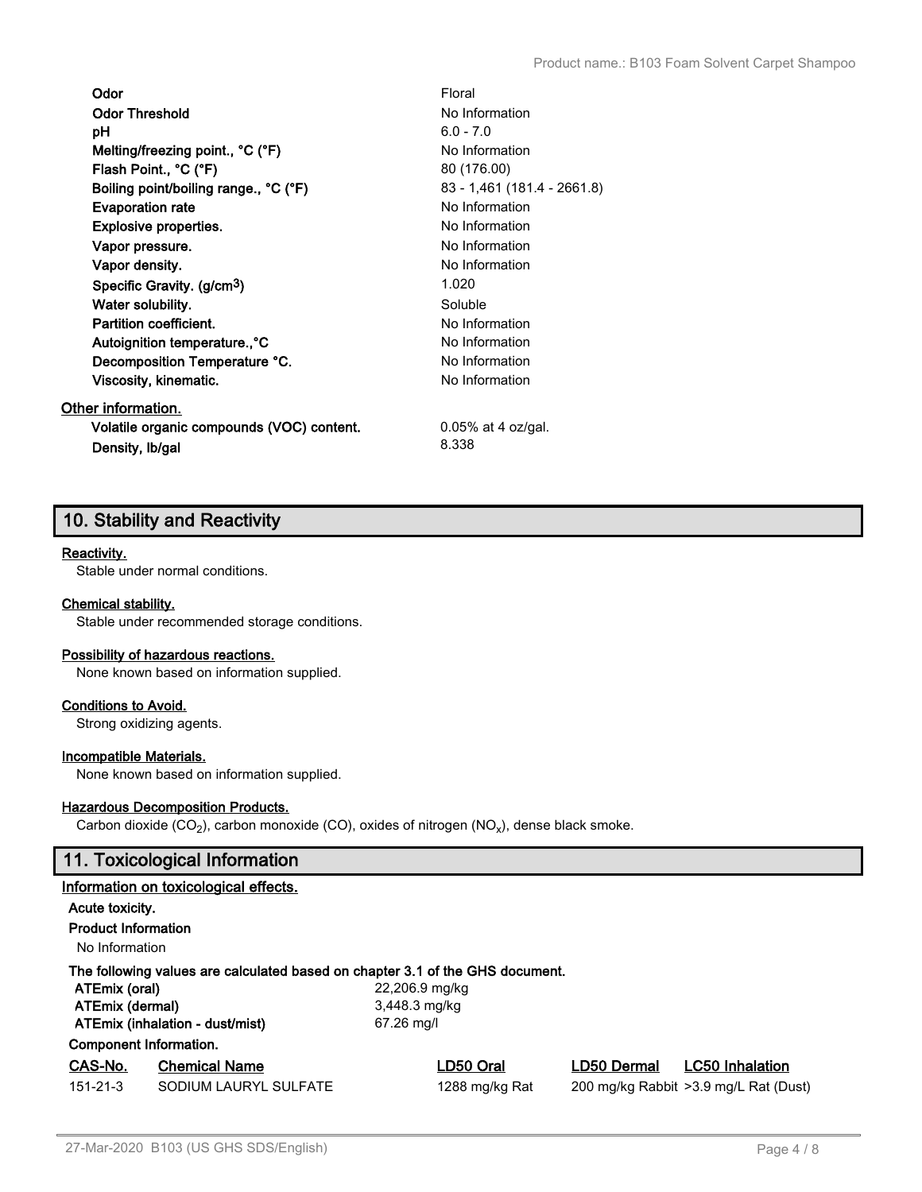| | |
|---|---|
| **Odor** | Floral |
| **Odor Threshold** | No Information |
| **pH** | 6.0 - 7.0 |
| **Melting/freezing point., °C (°F)** | No Information |
| **Flash Point., °C (°F)** | 80 (176.00) |
| **Boiling point/boiling range., °C (°F)** | 83 - 1,461 (181.4 - 2661.8) |
| **Evaporation rate** | No Information |
| **Explosive properties.** | No Information |
| **Vapor pressure.** | No Information |
| **Vapor density.** | No Information |
| **Specific Gravity. (g/cm$^3$)** | 1.020 |
| **Water solubility.** | Soluble |
| **Partition coefficient.** | No Information |
| **Autoignition temperature.,°C** | No Information |
| **Decomposition Temperature °C.** | No Information |
| **Viscosity, kinematic.** | No Information |

**Other information.**

| | |
|---|---|
| **Volatile organic compounds (VOC) content.** | 0.05% at 4 oz/gal. |
| **Density, lb/gal** | 8.338 |

## 10. Stability and Reactivity

**Reactivity.**

Stable under normal conditions.

**Chemical stability.**

Stable under recommended storage conditions.

**Possibility of hazardous reactions.**

None known based on information supplied.

**Conditions to Avoid.**

Strong oxidizing agents.

**Incompatible Materials.**

None known based on information supplied.

**Hazardous Decomposition Products.**

Carbon dioxide ($CO_2$), carbon monoxide (CO), oxides of nitrogen ($NO_x$), dense black smoke.

## 11. Toxicological Information

**Information on toxicological effects.**

**Acute toxicity.**

**Product Information**

No Information

**The following values are calculated based on chapter 3.1 of the GHS document.**

| | |
|---|---|
| **ATEmix (oral)** | 22,206.9 mg/kg |
| **ATEmix (dermal)** | 3,448.3 mg/kg |
| **ATEmix (inhalation - dust/mist)** | 67.26 mg/l |

**Component Information.**

| CAS-No. | Chemical Name | LD50 Oral | LD50 Dermal | LC50 Inhalation |
|---|---|---|---|---|
| 151-21-3 | SODIUM LAURYL SULFATE | 1288 mg/kg Rat | 200 mg/kg Rabbit | >3.9 mg/L Rat (Dust) |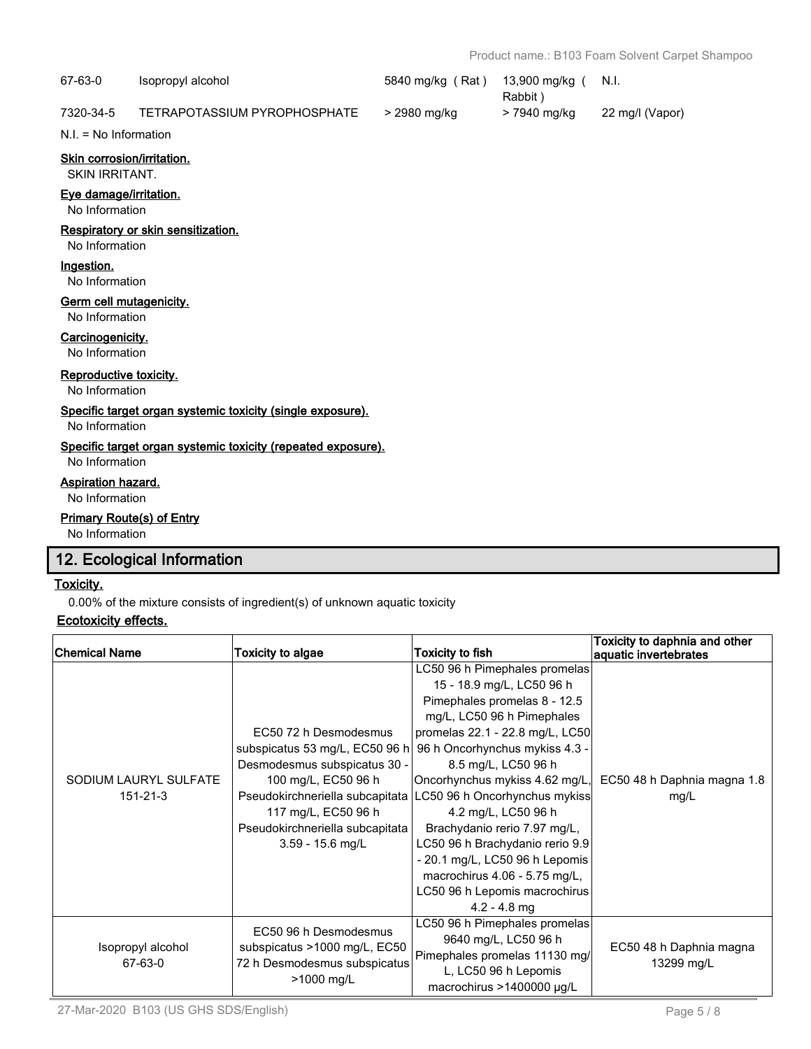| | | | | |
|---|---|---|---|---|
| 67-63-0 | Isopropyl alcohol | 5840 mg/kg ( Rat ) | 13,900 mg/kg ( Rabbit ) | N.I. |
| 7320-34-5 | TETRAPOTASSIUM PYROPHOSPHATE | > 2980 mg/kg | > 7940 mg/kg | 22 mg/l (Vapor) |

N.I. = No Information

**Skin corrosion/irritation.**

SKIN IRRITANT.

**Eye damage/irritation.**

No Information

**Respiratory or skin sensitization.**

No Information

**Ingestion.**

No Information

**Germ cell mutagenicity.**

No Information

**Carcinogenicity.**

No Information

**Reproductive toxicity.**

No Information

**Specific target organ systemic toxicity (single exposure).**

No Information

**Specific target organ systemic toxicity (repeated exposure).**

No Information

**Aspiration hazard.**

No Information

**Primary Route(s) of Entry**

No Information

## 12. Ecological Information

**Toxicity.**

0.00% of the mixture consists of ingredient(s) of unknown aquatic toxicity

**Ecotoxicity effects.**

| Chemical Name | Toxicity to algae | Toxicity to fish | Toxicity to daphnia and other aquatic invertebrates |
|---|---|---|---|
| SODIUM LAURYL SULFATE 151-21-3 | EC50 72 h Desmodesmus subspicatus 53 mg/L, EC50 96 h Desmodesmus subspicatus 30 - 100 mg/L, EC50 96 h Pseudokirchneriella subcapitata 117 mg/L, EC50 96 h Pseudokirchneriella subcapitata 3.59 - 15.6 mg/L | LC50 96 h Pimephales promelas 15 - 18.9 mg/L, LC50 96 h Pimephales promelas 8 - 12.5 mg/L, LC50 96 h Pimephales promelas 22.1 - 22.8 mg/L, LC50 96 h Oncorhynchus mykiss 4.3 - 8.5 mg/L, LC50 96 h Oncorhynchus mykiss 4.62 mg/L, LC50 96 h Oncorhynchus mykiss 4.2 mg/L, LC50 96 h Brachydanio rerio 7.97 mg/L, LC50 96 h Brachydanio rerio 9.9 - 20.1 mg/L, LC50 96 h Lepomis macrochirus 4.06 - 5.75 mg/L, LC50 96 h Lepomis macrochirus 4.2 - 4.8 mg | EC50 48 h Daphnia magna 1.8 mg/L |
| Isopropyl alcohol 67-63-0 | EC50 96 h Desmodesmus subspicatus >1000 mg/L, EC50 72 h Desmodesmus subspicatus >1000 mg/L | LC50 96 h Pimephales promelas 9640 mg/L, LC50 96 h Pimephales promelas 11130 mg/L, LC50 96 h Lepomis macrochirus >1400000 µg/L | EC50 48 h Daphnia magna 13299 mg/L |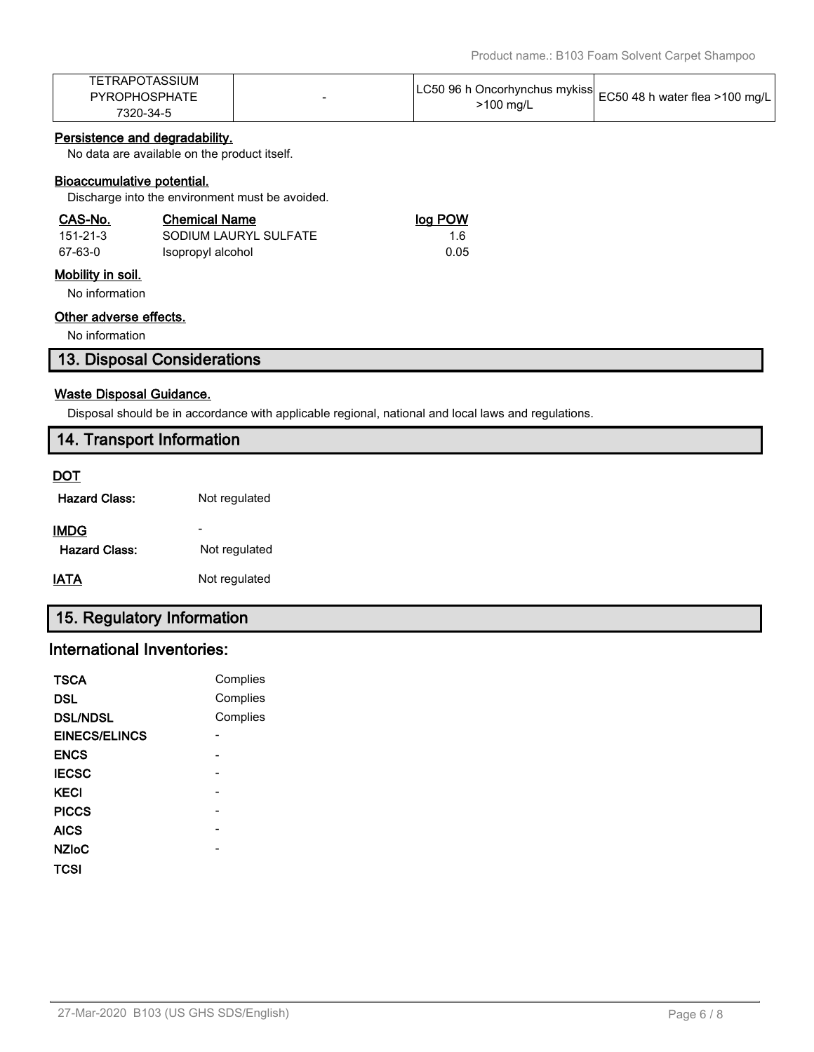| | | | |
|---|---|---|---|
| TETRAPOTASSIUM PYROPHOSPHATE 7320-34-5 | - | LC50 96 h Oncorhynchus mykiss >100 mg/L | EC50 48 h water flea >100 mg/L |

**Persistence and degradability.**

No data are available on the product itself.

**Bioaccumulative potential.**

Discharge into the environment must be avoided.

| CAS-No. | Chemical Name | log POW |
|---|---|---|
| 151-21-3 | SODIUM LAURYL SULFATE | 1.6 |
| 67-63-0 | Isopropyl alcohol | 0.05 |

**Mobility in soil.**

No information

**Other adverse effects.**

No information

## 13. Disposal Considerations

**Waste Disposal Guidance.**

Disposal should be in accordance with applicable regional, national and local laws and regulations.

## 14. Transport Information

**DOT**

**Hazard Class:** Not regulated

**IMDG** -

**Hazard Class:** Not regulated

**IATA** Not regulated

## 15. Regulatory Information

### International Inventories:

| | |
|---|---|
| **TSCA** | Complies |
| **DSL** | Complies |
| **DSL/NDSL** | Complies |
| **EINECS/ELINCS** | - |
| **ENCS** | - |
| **IECSC** | - |
| **KECI** | - |
| **PICCS** | - |
| **AICS** | - |
| **NZIoC** | - |
| **TCSI** | |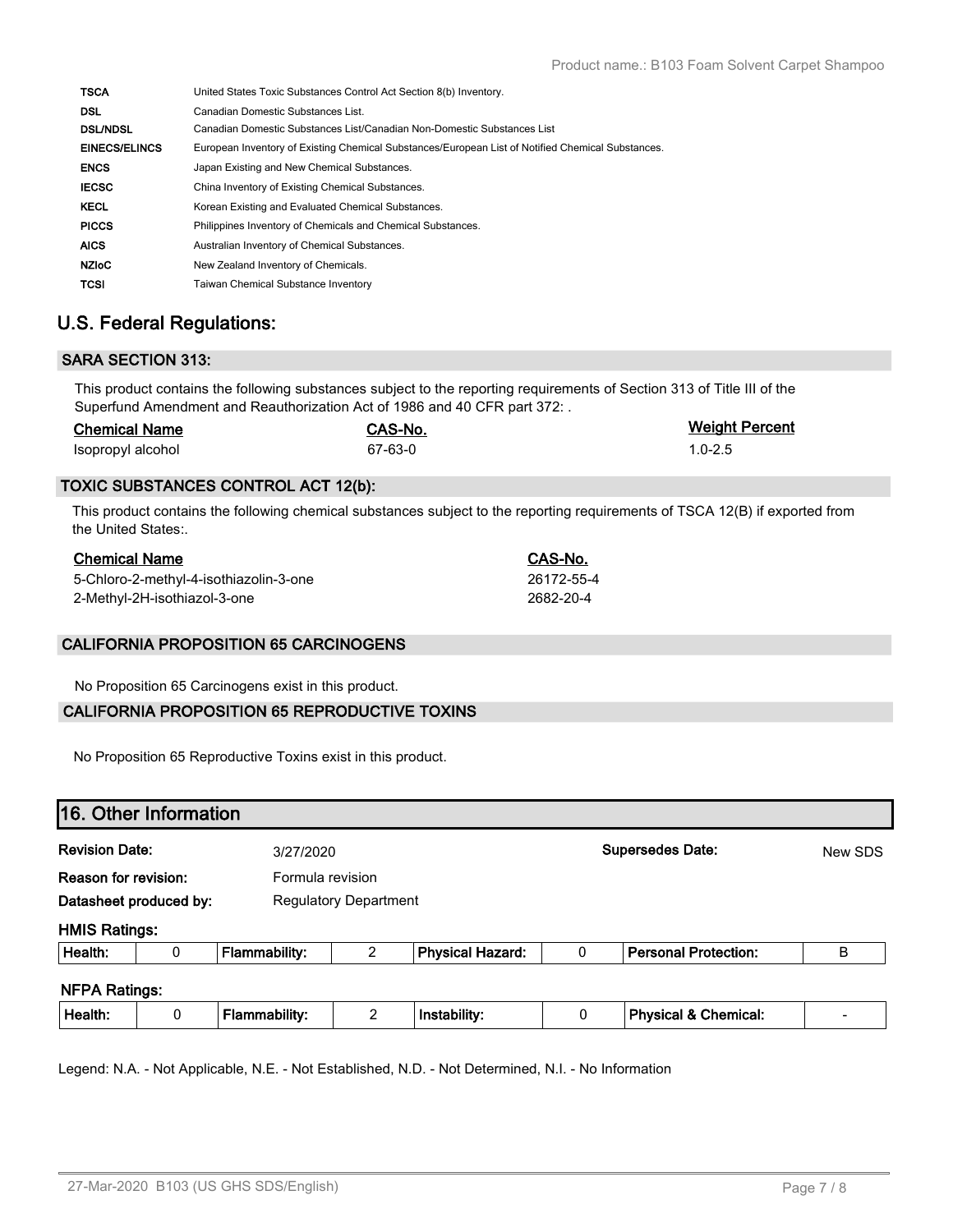| | |
|---|---|
| **TSCA** | United States Toxic Substances Control Act Section 8(b) Inventory. |
| **DSL** | Canadian Domestic Substances List. |
| **DSL/NDSL** | Canadian Domestic Substances List/Canadian Non-Domestic Substances List |
| **EINECS/ELINCS** | European Inventory of Existing Chemical Substances/European List of Notified Chemical Substances. |
| **ENCS** | Japan Existing and New Chemical Substances. |
| **IECSC** | China Inventory of Existing Chemical Substances. |
| **KECL** | Korean Existing and Evaluated Chemical Substances. |
| **PICCS** | Philippines Inventory of Chemicals and Chemical Substances. |
| **AICS** | Australian Inventory of Chemical Substances. |
| **NZIoC** | New Zealand Inventory of Chemicals. |
| **TCSI** | Taiwan Chemical Substance Inventory |

## U.S. Federal Regulations:

### SARA SECTION 313:

This product contains the following substances subject to the reporting requirements of Section 313 of Title III of the Superfund Amendment and Reauthorization Act of 1986 and 40 CFR part 372: .

| Chemical Name | CAS-No. | Weight Percent |
|---|---|---|
| Isopropyl alcohol | 67-63-0 | 1.0-2.5 |

### TOXIC SUBSTANCES CONTROL ACT 12(b):

This product contains the following chemical substances subject to the reporting requirements of TSCA 12(B) if exported from the United States:.

| Chemical Name | CAS-No. |
|---|---|
| 5-Chloro-2-methyl-4-isothiazolin-3-one | 26172-55-4 |
| 2-Methyl-2H-isothiazol-3-one | 2682-20-4 |

### CALIFORNIA PROPOSITION 65 CARCINOGENS

No Proposition 65 Carcinogens exist in this product.

### CALIFORNIA PROPOSITION 65 REPRODUCTIVE TOXINS

No Proposition 65 Reproductive Toxins exist in this product.

## 16. Other Information

**Revision Date:** 3/27/2020  **Supersedes Date:** New SDS

**Reason for revision:** Formula revision

**Datasheet produced by:** Regulatory Department

**HMIS Ratings:**

| Health: | 0 | Flammability: | 2 | Physical Hazard: | 0 | Personal Protection: | B |
|---|---|---|---|---|---|---|---|

**NFPA Ratings:**

| Health: | 0 | Flammability: | 2 | Instability: | 0 | Physical & Chemical: | - |
|---|---|---|---|---|---|---|---|

Legend: N.A. - Not Applicable, N.E. - Not Established, N.D. - Not Determined, N.I. - No Information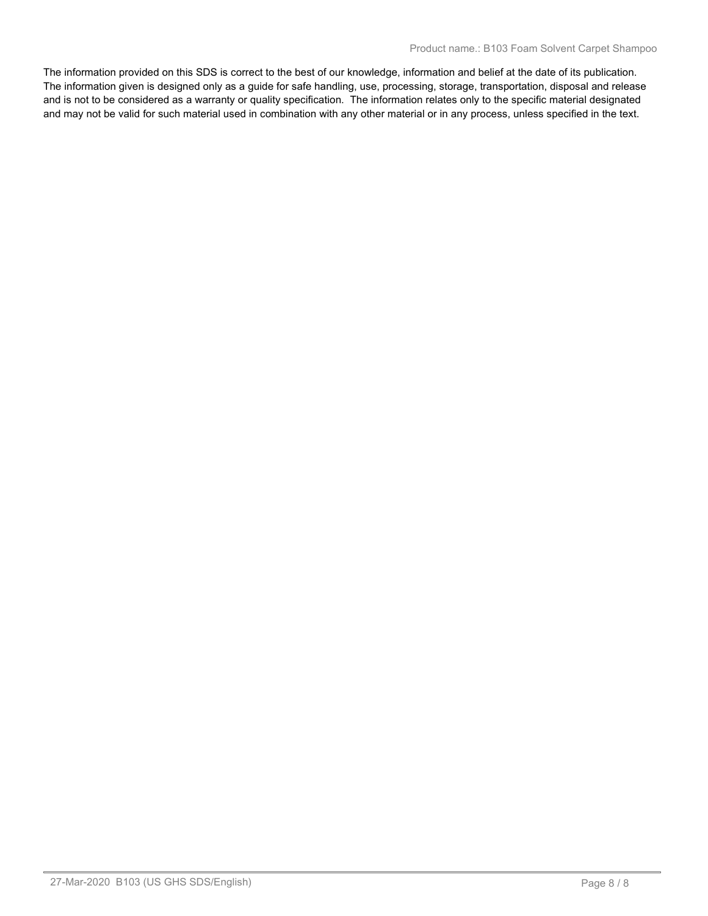The information provided on this SDS is correct to the best of our knowledge, information and belief at the date of its publication. The information given is designed only as a guide for safe handling, use, processing, storage, transportation, disposal and release and is not to be considered as a warranty or quality specification. The information relates only to the specific material designated and may not be valid for such material used in combination with any other material or in any process, unless specified in the text.